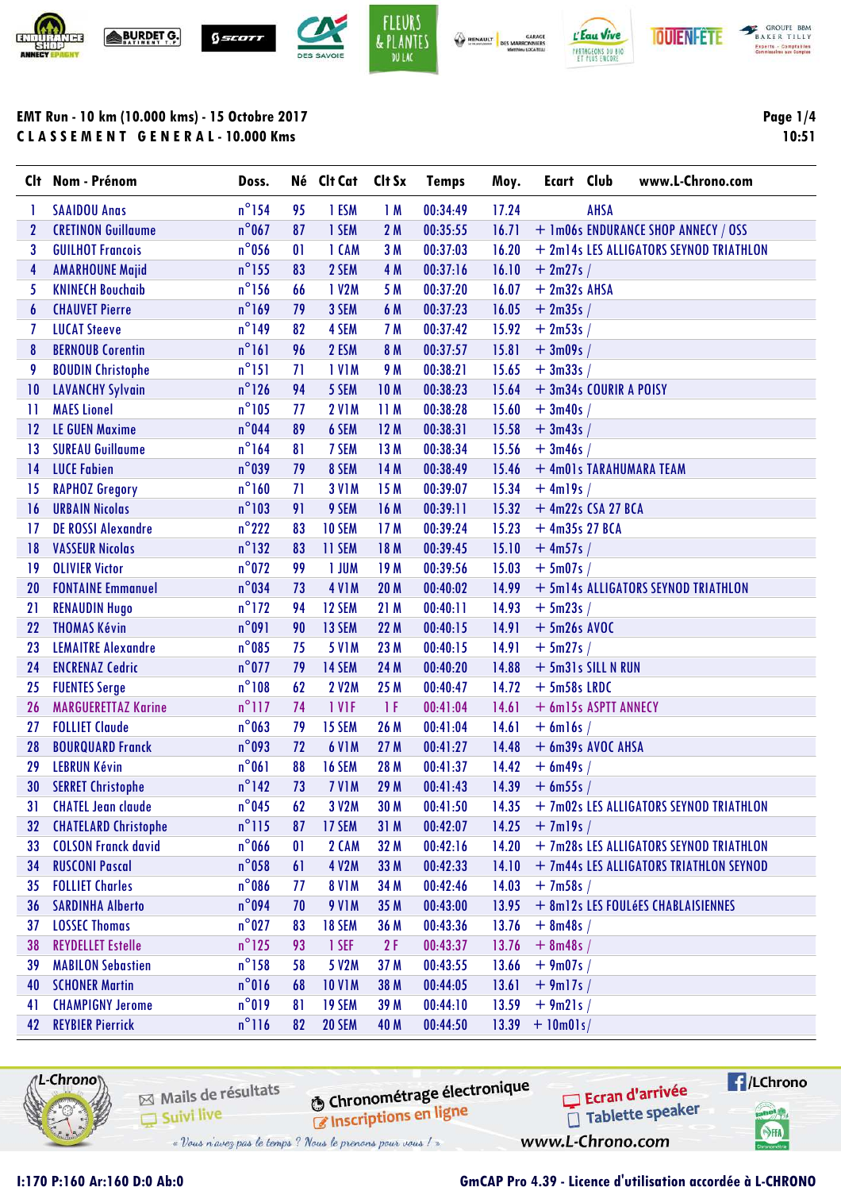# EMT Run - 10 km (10.000 kms) - 15 Octobre 2017

## CLASSEMENT GENERAL - 10.000 Kms

10:51

| Clt | Nom - Prénom | Doss. | Né | Clt Cat | Clt Sx | Temps | Moy. | Ecart | Club www.L-Chrono.com |
|---|---|---|---|---|---|---|---|---|---|
| 1 | SAAIDOU Anas | n°154 | 95 | 1 ESM | 1 M | 00:34:49 | 17.24 | | AHSA |
| 2 | CRETINON Guillaume | n°067 | 87 | 1 SEM | 2 M | 00:35:55 | 16.71 | + 1m06s | ENDURANCE SHOP ANNECY / OSS |
| 3 | GUILHOT Francois | n°056 | 01 | 1 CAM | 3 M | 00:37:03 | 16.20 | + 2m14s | LES ALLIGATORS SEYNOD TRIATHLON |
| 4 | AMARHOUNE Majid | n°155 | 83 | 2 SEM | 4 M | 00:37:16 | 16.10 | + 2m27s | / |
| 5 | KNINECH Bouchaib | n°156 | 66 | 1 V2M | 5 M | 00:37:20 | 16.07 | + 2m32s | AHSA |
| 6 | CHAUVET Pierre | n°169 | 79 | 3 SEM | 6 M | 00:37:23 | 16.05 | + 2m35s | / |
| 7 | LUCAT Steeve | n°149 | 82 | 4 SEM | 7 M | 00:37:42 | 15.92 | + 2m53s | / |
| 8 | BERNOUB Corentin | n°161 | 96 | 2 ESM | 8 M | 00:37:57 | 15.81 | + 3m09s | / |
| 9 | BOUDIN Christophe | n°151 | 71 | 1 V1M | 9 M | 00:38:21 | 15.65 | + 3m33s | / |
| 10 | LAVANCHY Sylvain | n°126 | 94 | 5 SEM | 10 M | 00:38:23 | 15.64 | + 3m34s | COURIR A POISY |
| 11 | MAES Lionel | n°105 | 77 | 2 V1M | 11 M | 00:38:28 | 15.60 | + 3m40s | / |
| 12 | LE GUEN Maxime | n°044 | 89 | 6 SEM | 12 M | 00:38:31 | 15.58 | + 3m43s | / |
| 13 | SUREAU Guillaume | n°164 | 81 | 7 SEM | 13 M | 00:38:34 | 15.56 | + 3m46s | / |
| 14 | LUCE Fabien | n°039 | 79 | 8 SEM | 14 M | 00:38:49 | 15.46 | + 4m01s | TARAHUMARA TEAM |
| 15 | RAPHOZ Gregory | n°160 | 71 | 3 V1M | 15 M | 00:39:07 | 15.34 | + 4m19s | / |
| 16 | URBAIN Nicolas | n°103 | 91 | 9 SEM | 16 M | 00:39:11 | 15.32 | + 4m22s | CSA 27 BCA |
| 17 | DE ROSSI Alexandre | n°222 | 83 | 10 SEM | 17 M | 00:39:24 | 15.23 | + 4m35s | 27 BCA |
| 18 | VASSEUR Nicolas | n°132 | 83 | 11 SEM | 18 M | 00:39:45 | 15.10 | + 4m57s | / |
| 19 | OLIVIER Victor | n°072 | 99 | 1 JUM | 19 M | 00:39:56 | 15.03 | + 5m07s | / |
| 20 | FONTAINE Emmanuel | n°034 | 73 | 4 V1M | 20 M | 00:40:02 | 14.99 | + 5m14s | ALLIGATORS SEYNOD TRIATHLON |
| 21 | RENAUDIN Hugo | n°172 | 94 | 12 SEM | 21 M | 00:40:11 | 14.93 | + 5m23s | / |
| 22 | THOMAS Kévin | n°091 | 90 | 13 SEM | 22 M | 00:40:15 | 14.91 | + 5m26s | AVOC |
| 23 | LEMAITRE Alexandre | n°085 | 75 | 5 V1M | 23 M | 00:40:15 | 14.91 | + 5m27s | / |
| 24 | ENCRENAZ Cedric | n°077 | 79 | 14 SEM | 24 M | 00:40:20 | 14.88 | + 5m31s | SILL N RUN |
| 25 | FUENTES Serge | n°108 | 62 | 2 V2M | 25 M | 00:40:47 | 14.72 | + 5m58s | LRDC |
| 26 | MARGUERETTAZ Karine | n°117 | 74 | 1 V1F | 1 F | 00:41:04 | 14.61 | + 6m15s | ASPTT ANNECY |
| 27 | FOLLIET Claude | n°063 | 79 | 15 SEM | 26 M | 00:41:04 | 14.61 | + 6m16s | / |
| 28 | BOURQUARD Franck | n°093 | 72 | 6 V1M | 27 M | 00:41:27 | 14.48 | + 6m39s | AVOC AHSA |
| 29 | LEBRUN Kévin | n°061 | 88 | 16 SEM | 28 M | 00:41:37 | 14.42 | + 6m49s | / |
| 30 | SERRET Christophe | n°142 | 73 | 7 V1M | 29 M | 00:41:43 | 14.39 | + 6m55s | / |
| 31 | CHATEL Jean claude | n°045 | 62 | 3 V2M | 30 M | 00:41:50 | 14.35 | + 7m02s | LES ALLIGATORS SEYNOD TRIATHLON |
| 32 | CHATELARD Christophe | n°115 | 87 | 17 SEM | 31 M | 00:42:07 | 14.25 | + 7m19s | / |
| 33 | COLSON Franck david | n°066 | 01 | 2 CAM | 32 M | 00:42:16 | 14.20 | + 7m28s | LES ALLIGATORS SEYNOD TRIATHLON |
| 34 | RUSCONI Pascal | n°058 | 61 | 4 V2M | 33 M | 00:42:33 | 14.10 | + 7m44s | LES ALLIGATORS TRIATHLON SEYNOD |
| 35 | FOLLIET Charles | n°086 | 77 | 8 V1M | 34 M | 00:42:46 | 14.03 | + 7m58s | / |
| 36 | SARDINHA Alberto | n°094 | 70 | 9 V1M | 35 M | 00:43:00 | 13.95 | + 8m12s | LES FOULéES CHABLAISIENNES |
| 37 | LOSSEC Thomas | n°027 | 83 | 18 SEM | 36 M | 00:43:36 | 13.76 | + 8m48s | / |
| 38 | REYDELLET Estelle | n°125 | 93 | 1 SEF | 2 F | 00:43:37 | 13.76 | + 8m48s | / |
| 39 | MABILON Sebastien | n°158 | 58 | 5 V2M | 37 M | 00:43:55 | 13.66 | + 9m07s | / |
| 40 | SCHONER Martin | n°016 | 68 | 10 V1M | 38 M | 00:44:05 | 13.61 | + 9m17s | / |
| 41 | CHAMPIGNY Jerome | n°019 | 81 | 19 SEM | 39 M | 00:44:10 | 13.59 | + 9m21s | / |
| 42 | REYBIER Pierrick | n°116 | 82 | 20 SEM | 40 M | 00:44:50 | 13.39 | + 10m01s | / |

I:170 P:160 Ar:160 D:0 Ab:0

GmCAP Pro 4.39 - Licence d'utilisation accordée à L-CHRONO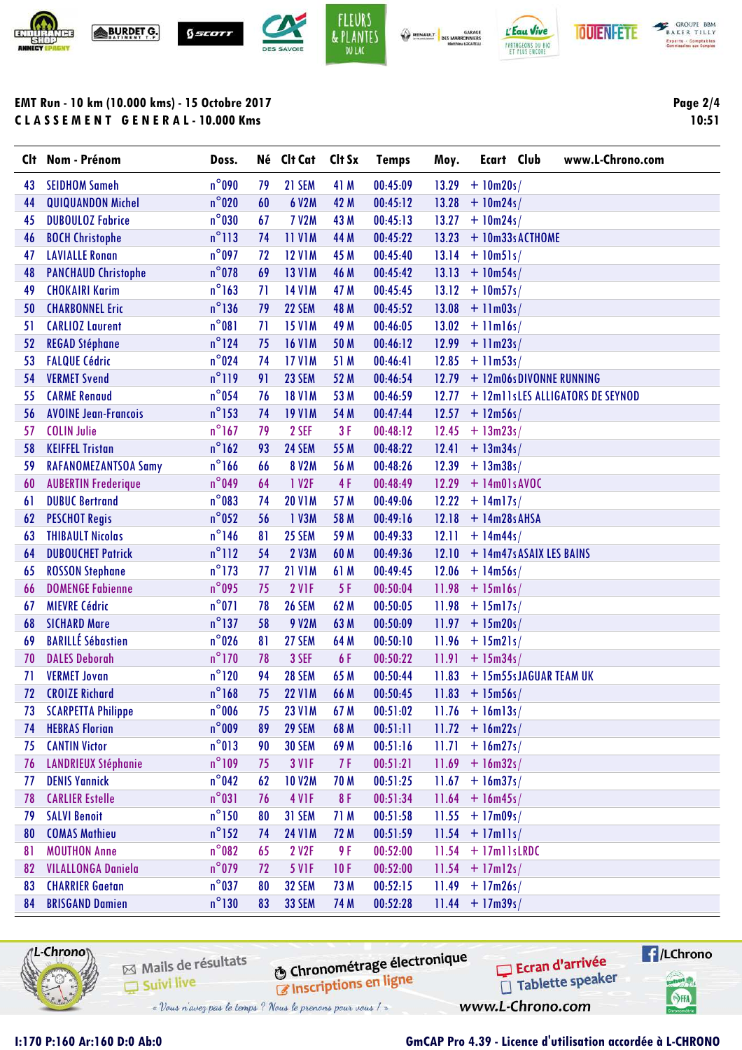## EMT Run - 10 km (10.000 kms) - 15 Octobre 2017

**CLASSEMENT GENERAL - 10.000 Kms**

10:51

| Clt | Nom - Prénom | Doss. | Né | Clt Cat | Clt Sx | Temps | Moy. | Ecart | Club |
|---|---|---|---|---|---|---|---|---|---|
| 43 | SEIDHOM Sameh | n°090 | 79 | 21 SEM | 41 M | 00:45:09 | 13.29 | + 10m20s | / |
| 44 | QUIQUANDON Michel | n°020 | 60 | 6 V2M | 42 M | 00:45:12 | 13.28 | + 10m24s | / |
| 45 | DUBOULOZ Fabrice | n°030 | 67 | 7 V2M | 43 M | 00:45:13 | 13.27 | + 10m24s | / |
| 46 | BOCH Christophe | n°113 | 74 | 11 V1M | 44 M | 00:45:22 | 13.23 | + 10m33s | ACTHOME |
| 47 | LAVIALLE Ronan | n°097 | 72 | 12 V1M | 45 M | 00:45:40 | 13.14 | + 10m51s | / |
| 48 | PANCHAUD Christophe | n°078 | 69 | 13 V1M | 46 M | 00:45:42 | 13.13 | + 10m54s | / |
| 49 | CHOKAIRI Karim | n°163 | 71 | 14 V1M | 47 M | 00:45:45 | 13.12 | + 10m57s | / |
| 50 | CHARBONNEL Eric | n°136 | 79 | 22 SEM | 48 M | 00:45:52 | 13.08 | + 11m03s | / |
| 51 | CARLIOZ Laurent | n°081 | 71 | 15 V1M | 49 M | 00:46:05 | 13.02 | + 11m16s | / |
| 52 | REGAD Stéphane | n°124 | 75 | 16 V1M | 50 M | 00:46:12 | 12.99 | + 11m23s | / |
| 53 | FALQUE Cédric | n°024 | 74 | 17 V1M | 51 M | 00:46:41 | 12.85 | + 11m53s | / |
| 54 | VERMET Svend | n°119 | 91 | 23 SEM | 52 M | 00:46:54 | 12.79 | + 12m06s | DIVONNE RUNNING |
| 55 | CARME Renaud | n°054 | 76 | 18 V1M | 53 M | 00:46:59 | 12.77 | + 12m11s | LES ALLIGATORS DE SEYNOD |
| 56 | AVOINE Jean-Francois | n°153 | 74 | 19 V1M | 54 M | 00:47:44 | 12.57 | + 12m56s | / |
| 57 | COLIN Julie | n°167 | 79 | 2 SEF | 3 F | 00:48:12 | 12.45 | + 13m23s | / |
| 58 | KEIFFEL Tristan | n°162 | 93 | 24 SEM | 55 M | 00:48:22 | 12.41 | + 13m34s | / |
| 59 | RAFANOMEZANTSOA Samy | n°166 | 66 | 8 V2M | 56 M | 00:48:26 | 12.39 | + 13m38s | / |
| 60 | AUBERTIN Frederique | n°049 | 64 | 1 V2F | 4 F | 00:48:49 | 12.29 | + 14m01s | AVOC |
| 61 | DUBUC Bertrand | n°083 | 74 | 20 V1M | 57 M | 00:49:06 | 12.22 | + 14m17s | / |
| 62 | PESCHOT Regis | n°052 | 56 | 1 V3M | 58 M | 00:49:16 | 12.18 | + 14m28s | AHSA |
| 63 | THIBAULT Nicolas | n°146 | 81 | 25 SEM | 59 M | 00:49:33 | 12.11 | + 14m44s | / |
| 64 | DUBOUCHET Patrick | n°112 | 54 | 2 V3M | 60 M | 00:49:36 | 12.10 | + 14m47s | ASAIX LES BAINS |
| 65 | ROSSON Stephane | n°173 | 77 | 21 V1M | 61 M | 00:49:45 | 12.06 | + 14m56s | / |
| 66 | DOMENGE Fabienne | n°095 | 75 | 2 V1F | 5 F | 00:50:04 | 11.98 | + 15m16s | / |
| 67 | MIEVRE Cédric | n°071 | 78 | 26 SEM | 62 M | 00:50:05 | 11.98 | + 15m17s | / |
| 68 | SICHARD Marc | n°137 | 58 | 9 V2M | 63 M | 00:50:09 | 11.97 | + 15m20s | / |
| 69 | BARILLÉ Sébastien | n°026 | 81 | 27 SEM | 64 M | 00:50:10 | 11.96 | + 15m21s | / |
| 70 | DALES Deborah | n°170 | 78 | 3 SEF | 6 F | 00:50:22 | 11.91 | + 15m34s | / |
| 71 | VERMET Jovan | n°120 | 94 | 28 SEM | 65 M | 00:50:44 | 11.83 | + 15m55s | JAGUAR TEAM UK |
| 72 | CROIZE Richard | n°168 | 75 | 22 V1M | 66 M | 00:50:45 | 11.83 | + 15m56s | / |
| 73 | SCARPETTA Philippe | n°006 | 75 | 23 V1M | 67 M | 00:51:02 | 11.76 | + 16m13s | / |
| 74 | HEBRAS Florian | n°009 | 89 | 29 SEM | 68 M | 00:51:11 | 11.72 | + 16m22s | / |
| 75 | CANTIN Victor | n°013 | 90 | 30 SEM | 69 M | 00:51:16 | 11.71 | + 16m27s | / |
| 76 | LANDRIEUX Stéphanie | n°109 | 75 | 3 V1F | 7 F | 00:51:21 | 11.69 | + 16m32s | / |
| 77 | DENIS Yannick | n°042 | 62 | 10 V2M | 70 M | 00:51:25 | 11.67 | + 16m37s | / |
| 78 | CARLIER Estelle | n°031 | 76 | 4 V1F | 8 F | 00:51:34 | 11.64 | + 16m45s | / |
| 79 | SALVI Benoit | n°150 | 80 | 31 SEM | 71 M | 00:51:58 | 11.55 | + 17m09s | / |
| 80 | COMAS Mathieu | n°152 | 74 | 24 V1M | 72 M | 00:51:59 | 11.54 | + 17m11s | / |
| 81 | MOUTHON Anne | n°082 | 65 | 2 V2F | 9 F | 00:52:00 | 11.54 | + 17m11s | LRDC |
| 82 | VILALLONGA Daniela | n°079 | 72 | 5 V1F | 10 F | 00:52:00 | 11.54 | + 17m12s | / |
| 83 | CHARRIER Gaetan | n°037 | 80 | 32 SEM | 73 M | 00:52:15 | 11.49 | + 17m26s | / |
| 84 | BRISGAND Damien | n°130 | 83 | 33 SEM | 74 M | 00:52:28 | 11.44 | + 17m39s | / |

I:170 P:160 Ar:160 D:0 Ab:0

GmCAP Pro 4.39 - Licence d'utilisation accordée à L-CHRONO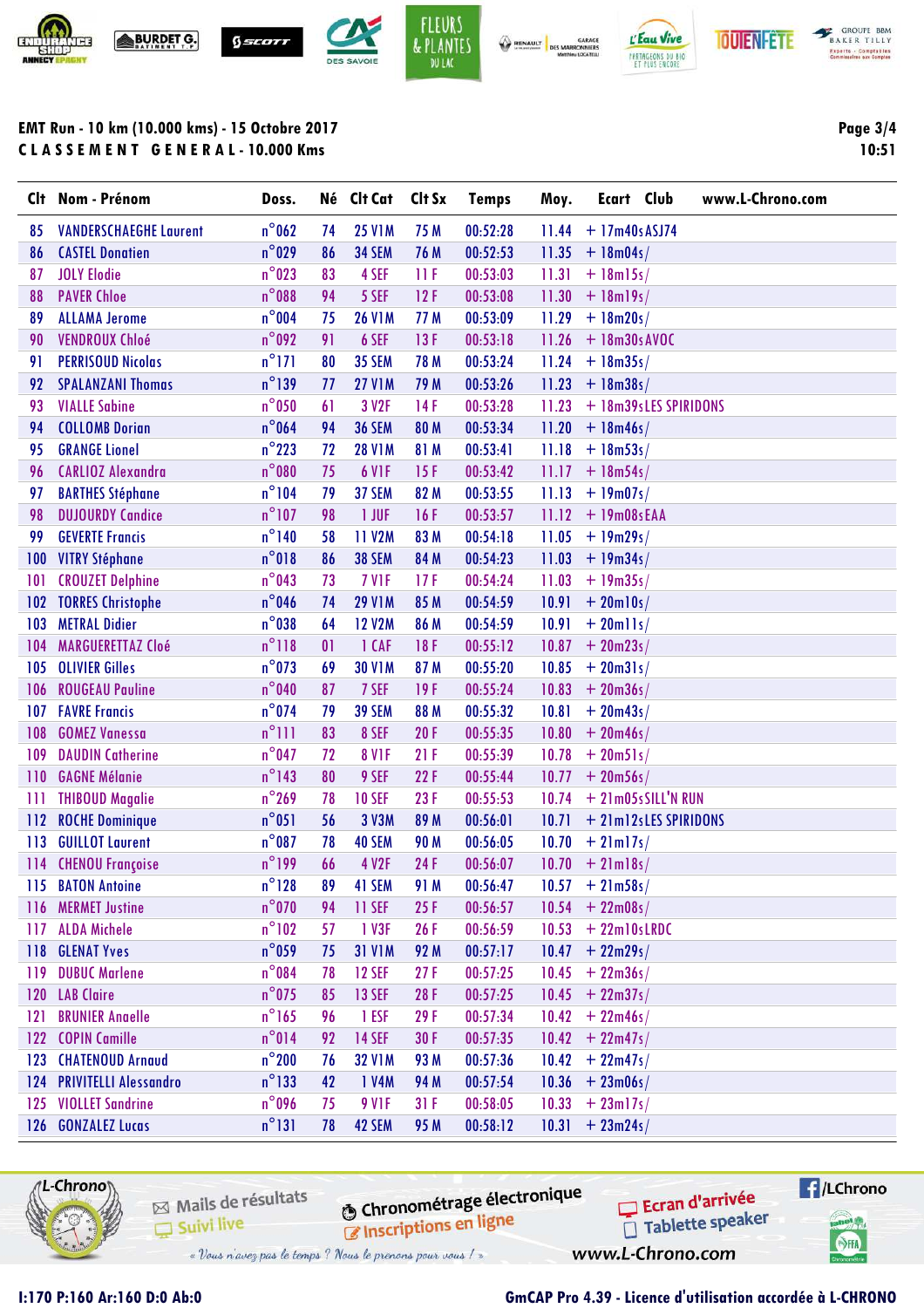**EMT Run - 10 km (10.000 kms) - 15 Octobre 2017**

**CLASSEMENT GENERAL - 10.000 Kms**

| Clt | Nom - Prénom | Doss. | Né | Clt Cat | Clt Sx | Temps | Moy. | Ecart | Club |
|---|---|---|---|---|---|---|---|---|---|
| 85 | VANDERSCHAEGHE Laurent | n°062 | 74 | 25 V1M | 75 M | 00:52:28 | 11.44 | + 17m40s | ASJ74 |
| 86 | CASTEL Donatien | n°029 | 86 | 34 SEM | 76 M | 00:52:53 | 11.35 | + 18m04s | / |
| 87 | JOLY Elodie | n°023 | 83 | 4 SEF | 11 F | 00:53:03 | 11.31 | + 18m15s | / |
| 88 | PAVER Chloe | n°088 | 94 | 5 SEF | 12 F | 00:53:08 | 11.30 | + 18m19s | / |
| 89 | ALLAMA Jerome | n°004 | 75 | 26 V1M | 77 M | 00:53:09 | 11.29 | + 18m20s | / |
| 90 | VENDROUX Chloé | n°092 | 91 | 6 SEF | 13 F | 00:53:18 | 11.26 | + 18m30s | AVOC |
| 91 | PERRISOUD Nicolas | n°171 | 80 | 35 SEM | 78 M | 00:53:24 | 11.24 | + 18m35s | / |
| 92 | SPALANZANI Thomas | n°139 | 77 | 27 V1M | 79 M | 00:53:26 | 11.23 | + 18m38s | / |
| 93 | VIALLE Sabine | n°050 | 61 | 3 V2F | 14 F | 00:53:28 | 11.23 | + 18m39s | LES SPIRIDONS |
| 94 | COLLOMB Dorian | n°064 | 94 | 36 SEM | 80 M | 00:53:34 | 11.20 | + 18m46s | / |
| 95 | GRANGE Lionel | n°223 | 72 | 28 V1M | 81 M | 00:53:41 | 11.18 | + 18m53s | / |
| 96 | CARLIOZ Alexandra | n°080 | 75 | 6 V1F | 15 F | 00:53:42 | 11.17 | + 18m54s | / |
| 97 | BARTHES Stéphane | n°104 | 79 | 37 SEM | 82 M | 00:53:55 | 11.13 | + 19m07s | / |
| 98 | DUJOURDY Candice | n°107 | 98 | 1 JUF | 16 F | 00:53:57 | 11.12 | + 19m08s | EAA |
| 99 | GEVERTE Francis | n°140 | 58 | 11 V2M | 83 M | 00:54:18 | 11.05 | + 19m29s | / |
| 100 | VITRY Stéphane | n°018 | 86 | 38 SEM | 84 M | 00:54:23 | 11.03 | + 19m34s | / |
| 101 | CROUZET Delphine | n°043 | 73 | 7 V1F | 17 F | 00:54:24 | 11.03 | + 19m35s | / |
| 102 | TORRES Christophe | n°046 | 74 | 29 V1M | 85 M | 00:54:59 | 10.91 | + 20m10s | / |
| 103 | METRAL Didier | n°038 | 64 | 12 V2M | 86 M | 00:54:59 | 10.91 | + 20m11s | / |
| 104 | MARGUERETTAZ Cloé | n°118 | 01 | 1 CAF | 18 F | 00:55:12 | 10.87 | + 20m23s | / |
| 105 | OLIVIER Gilles | n°073 | 69 | 30 V1M | 87 M | 00:55:20 | 10.85 | + 20m31s | / |
| 106 | ROUGEAU Pauline | n°040 | 87 | 7 SEF | 19 F | 00:55:24 | 10.83 | + 20m36s | / |
| 107 | FAVRE Francis | n°074 | 79 | 39 SEM | 88 M | 00:55:32 | 10.81 | + 20m43s | / |
| 108 | GOMEZ Vanessa | n°111 | 83 | 8 SEF | 20 F | 00:55:35 | 10.80 | + 20m46s | / |
| 109 | DAUDIN Catherine | n°047 | 72 | 8 V1F | 21 F | 00:55:39 | 10.78 | + 20m51s | / |
| 110 | GAGNE Mélanie | n°143 | 80 | 9 SEF | 22 F | 00:55:44 | 10.77 | + 20m56s | / |
| 111 | THIBOUD Magalie | n°269 | 78 | 10 SEF | 23 F | 00:55:53 | 10.74 | + 21m05s | SILL'N RUN |
| 112 | ROCHE Dominique | n°051 | 56 | 3 V3M | 89 M | 00:56:01 | 10.71 | + 21m12s | LES SPIRIDONS |
| 113 | GUILLOT Laurent | n°087 | 78 | 40 SEM | 90 M | 00:56:05 | 10.70 | + 21m17s | / |
| 114 | CHENOU Françoise | n°199 | 66 | 4 V2F | 24 F | 00:56:07 | 10.70 | + 21m18s | / |
| 115 | BATON Antoine | n°128 | 89 | 41 SEM | 91 M | 00:56:47 | 10.57 | + 21m58s | / |
| 116 | MERMET Justine | n°070 | 94 | 11 SEF | 25 F | 00:56:57 | 10.54 | + 22m08s | / |
| 117 | ALDA Michele | n°102 | 57 | 1 V3F | 26 F | 00:56:59 | 10.53 | + 22m10s | LRDC |
| 118 | GLENAT Yves | n°059 | 75 | 31 V1M | 92 M | 00:57:17 | 10.47 | + 22m29s | / |
| 119 | DUBUC Marlene | n°084 | 78 | 12 SEF | 27 F | 00:57:25 | 10.45 | + 22m36s | / |
| 120 | LAB Claire | n°075 | 85 | 13 SEF | 28 F | 00:57:25 | 10.45 | + 22m37s | / |
| 121 | BRUNIER Anaelle | n°165 | 96 | 1 ESF | 29 F | 00:57:34 | 10.42 | + 22m46s | / |
| 122 | COPIN Camille | n°014 | 92 | 14 SEF | 30 F | 00:57:35 | 10.42 | + 22m47s | / |
| 123 | CHATENOUD Arnaud | n°200 | 76 | 32 V1M | 93 M | 00:57:36 | 10.42 | + 22m47s | / |
| 124 | PRIVITELLI Alessandro | n°133 | 42 | 1 V4M | 94 M | 00:57:54 | 10.36 | + 23m06s | / |
| 125 | VIOLLET Sandrine | n°096 | 75 | 9 V1F | 31 F | 00:58:05 | 10.33 | + 23m17s | / |
| 126 | GONZALEZ Lucas | n°131 | 78 | 42 SEM | 95 M | 00:58:12 | 10.31 | + 23m24s | / |

I:170 P:160 Ar:160 D:0 Ab:0

GmCAP Pro 4.39 - Licence d'utilisation accordée à L-CHRONO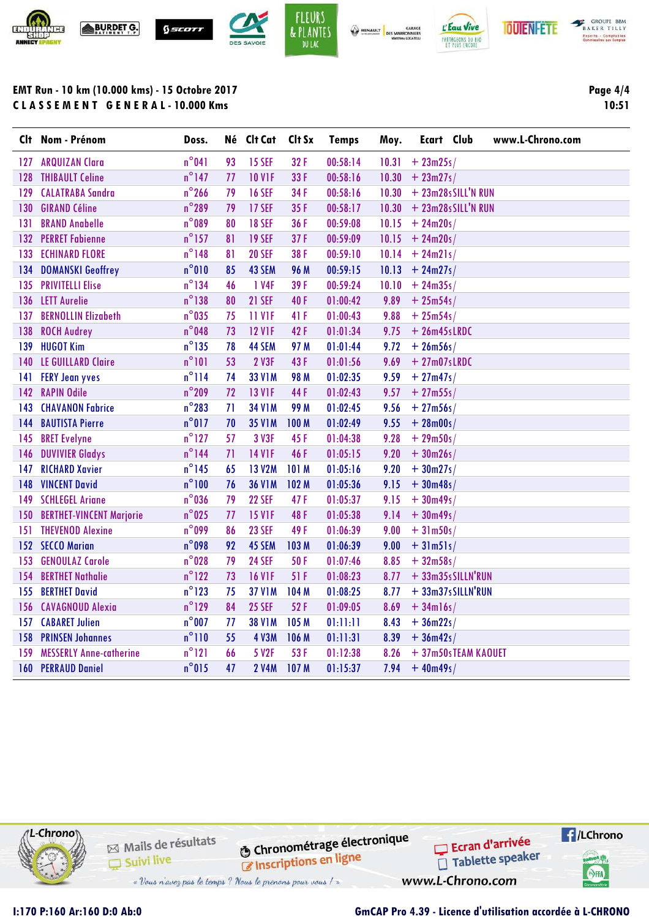EMT Run - 10 km (10.000 kms) - 15 Octobre 2017
**C L A S S E M E N T   G E N E R A L - 10.000 Kms**

| Clt | Nom - Prénom | Doss. | Né | Clt Cat | Clt Sx | Temps | Moy. | Ecart | Club |
|---|---|---|---|---|---|---|---|---|---|
| 127 | ARQUIZAN Clara | n°041 | 93 | 15 SEF | 32 F | 00:58:14 | 10.31 | + 23m25s | / |
| 128 | THIBAULT Celine | n°147 | 77 | 10 V1F | 33 F | 00:58:16 | 10.30 | + 23m27s | / |
| 129 | CALATRABA Sandra | n°266 | 79 | 16 SEF | 34 F | 00:58:16 | 10.30 | + 23m28s | SILL'N RUN |
| 130 | GIRAND Céline | n°289 | 79 | 17 SEF | 35 F | 00:58:17 | 10.30 | + 23m28s | SILL'N RUN |
| 131 | BRAND Anabelle | n°089 | 80 | 18 SEF | 36 F | 00:59:08 | 10.15 | + 24m20s | / |
| 132 | PERRET Fabienne | n°157 | 81 | 19 SEF | 37 F | 00:59:09 | 10.15 | + 24m20s | / |
| 133 | ECHINARD FLORE | n°148 | 81 | 20 SEF | 38 F | 00:59:10 | 10.14 | + 24m21s | / |
| 134 | DOMANSKI Geoffrey | n°010 | 85 | 43 SEM | 96 M | 00:59:15 | 10.13 | + 24m27s | / |
| 135 | PRIVITELLI Elise | n°134 | 46 | 1 V4F | 39 F | 00:59:24 | 10.10 | + 24m35s | / |
| 136 | LETT Aurelie | n°138 | 80 | 21 SEF | 40 F | 01:00:42 | 9.89 | + 25m54s | / |
| 137 | BERNOLLIN Elizabeth | n°035 | 75 | 11 V1F | 41 F | 01:00:43 | 9.88 | + 25m54s | / |
| 138 | ROCH Audrey | n°048 | 73 | 12 V1F | 42 F | 01:01:34 | 9.75 | + 26m45s | LRDC |
| 139 | HUGOT Kim | n°135 | 78 | 44 SEM | 97 M | 01:01:44 | 9.72 | + 26m56s | / |
| 140 | LE GUILLARD Claire | n°101 | 53 | 2 V3F | 43 F | 01:01:56 | 9.69 | + 27m07s | LRDC |
| 141 | FERY Jean yves | n°114 | 74 | 33 V1M | 98 M | 01:02:35 | 9.59 | + 27m47s | / |
| 142 | RAPIN Odile | n°209 | 72 | 13 V1F | 44 F | 01:02:43 | 9.57 | + 27m55s | / |
| 143 | CHAVANON Fabrice | n°283 | 71 | 34 V1M | 99 M | 01:02:45 | 9.56 | + 27m56s | / |
| 144 | BAUTISTA Pierre | n°017 | 70 | 35 V1M | 100 M | 01:02:49 | 9.55 | + 28m00s | / |
| 145 | BRET Evelyne | n°127 | 57 | 3 V3F | 45 F | 01:04:38 | 9.28 | + 29m50s | / |
| 146 | DUVIVIER Gladys | n°144 | 71 | 14 V1F | 46 F | 01:05:15 | 9.20 | + 30m26s | / |
| 147 | RICHARD Xavier | n°145 | 65 | 13 V2M | 101 M | 01:05:16 | 9.20 | + 30m27s | / |
| 148 | VINCENT David | n°100 | 76 | 36 V1M | 102 M | 01:05:36 | 9.15 | + 30m48s | / |
| 149 | SCHLEGEL Ariane | n°036 | 79 | 22 SEF | 47 F | 01:05:37 | 9.15 | + 30m49s | / |
| 150 | BERTHET-VINCENT Marjorie | n°025 | 77 | 15 V1F | 48 F | 01:05:38 | 9.14 | + 30m49s | / |
| 151 | THEVENOD Alexine | n°099 | 86 | 23 SEF | 49 F | 01:06:39 | 9.00 | + 31m50s | / |
| 152 | SECCO Marian | n°098 | 92 | 45 SEM | 103 M | 01:06:39 | 9.00 | + 31m51s | / |
| 153 | GENOULAZ Carole | n°028 | 79 | 24 SEF | 50 F | 01:07:46 | 8.85 | + 32m58s | / |
| 154 | BERTHET Nathalie | n°122 | 73 | 16 V1F | 51 F | 01:08:23 | 8.77 | + 33m35s | SILLN'RUN |
| 155 | BERTHET David | n°123 | 75 | 37 V1M | 104 M | 01:08:25 | 8.77 | + 33m37s | SILLN'RUN |
| 156 | CAVAGNOUD Alexia | n°129 | 84 | 25 SEF | 52 F | 01:09:05 | 8.69 | + 34m16s | / |
| 157 | CABARET Julien | n°007 | 77 | 38 V1M | 105 M | 01:11:11 | 8.43 | + 36m22s | / |
| 158 | PRINSEN Johannes | n°110 | 55 | 4 V3M | 106 M | 01:11:31 | 8.39 | + 36m42s | / |
| 159 | MESSERLY Anne-catherine | n°121 | 66 | 5 V2F | 53 F | 01:12:38 | 8.26 | + 37m50s | TEAM KAOUET |
| 160 | PERRAUD Daniel | n°015 | 47 | 2 V4M | 107 M | 01:15:37 | 7.94 | + 40m49s | / |

I:170 P:160 Ar:160 D:0 Ab:0